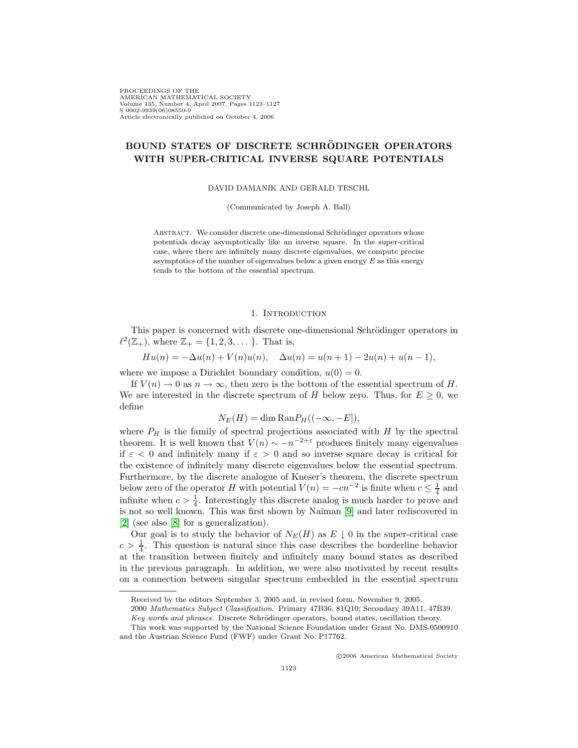# BOUND STATES OF DISCRETE SCHRÖDINGER OPERATORS WITH SUPER-CRITICAL INVERSE SQUARE POTENTIALS

DAVID DAMANIK AND GERALD TESCHL

(Communicated by Joseph A. Ball)

ABSTRACT. We consider discrete one-dimensional Schrödinger operators whose potentials decay asymptotically like an inverse square. In the super-critical case, where there are infinitely many discrete eigenvalues, we compute precise asymptotics of the number of eigenvalues below a given energy $E$ as this energy tends to the bottom of the essential spectrum.

## 1. Introduction

This paper is concerned with discrete one-dimensional Schrödinger operators in $\ell^2(\mathbb{Z}_+)$, where $\mathbb{Z}_+ = \{1, 2, 3, \dots\}$. That is,

$$Hu(n) = -\Delta u(n) + V(n)u(n), \quad \Delta u(n) = u(n+1) - 2u(n) + u(n-1),$$

where we impose a Dirichlet boundary condition, $u(0) = 0$.

If $V(n) \to 0$ as $n \to \infty$, then zero is the bottom of the essential spectrum of $H$. We are interested in the discrete spectrum of $H$ below zero. Thus, for $E \geq 0$, we define

$$N_E(H) = \dim \operatorname{Ran} P_H((-\infty, -E]),$$

where $P_H$ is the family of spectral projections associated with $H$ by the spectral theorem. It is well known that $V(n) \sim -n^{-2+\varepsilon}$ produces finitely many eigenvalues if $\varepsilon < 0$ and infinitely many if $\varepsilon > 0$ and so inverse square decay is critical for the existence of infinitely many discrete eigenvalues below the essential spectrum. Furthermore, by the discrete analogue of Kneser's theorem, the discrete spectrum below zero of the operator $H$ with potential $V(n) = -cn^{-2}$ is finite when $c \leq \frac{1}{4}$ and infinite when $c > \frac{1}{4}$. Interestingly this discrete analog is much harder to prove and is not so well known. This was first shown by Naĭman [9] and later rediscovered in [2] (see also [8] for a generalization).

Our goal is to study the behavior of $N_E(H)$ as $E \downarrow 0$ in the super-critical case $c > \frac{1}{4}$. This question is natural since this case describes the borderline behavior at the transition between finitely and infinitely many bound states as described in the previous paragraph. In addition, we were also motivated by recent results on a connection between singular spectrum embedded in the essential spectrum

---

Received by the editors September 3, 2005 and, in revised form, November 9, 2005.

2000 *Mathematics Subject Classification.* Primary 47B36, 81Q10; Secondary 39A11, 47B39.

*Key words and phrases.* Discrete Schrödinger operators, bound states, oscillation theory.

This work was supported by the National Science Foundation under Grant No. DMS-0500910 and the Austrian Science Fund (FWF) under Grant No. P17762.

©2006 American Mathematical Society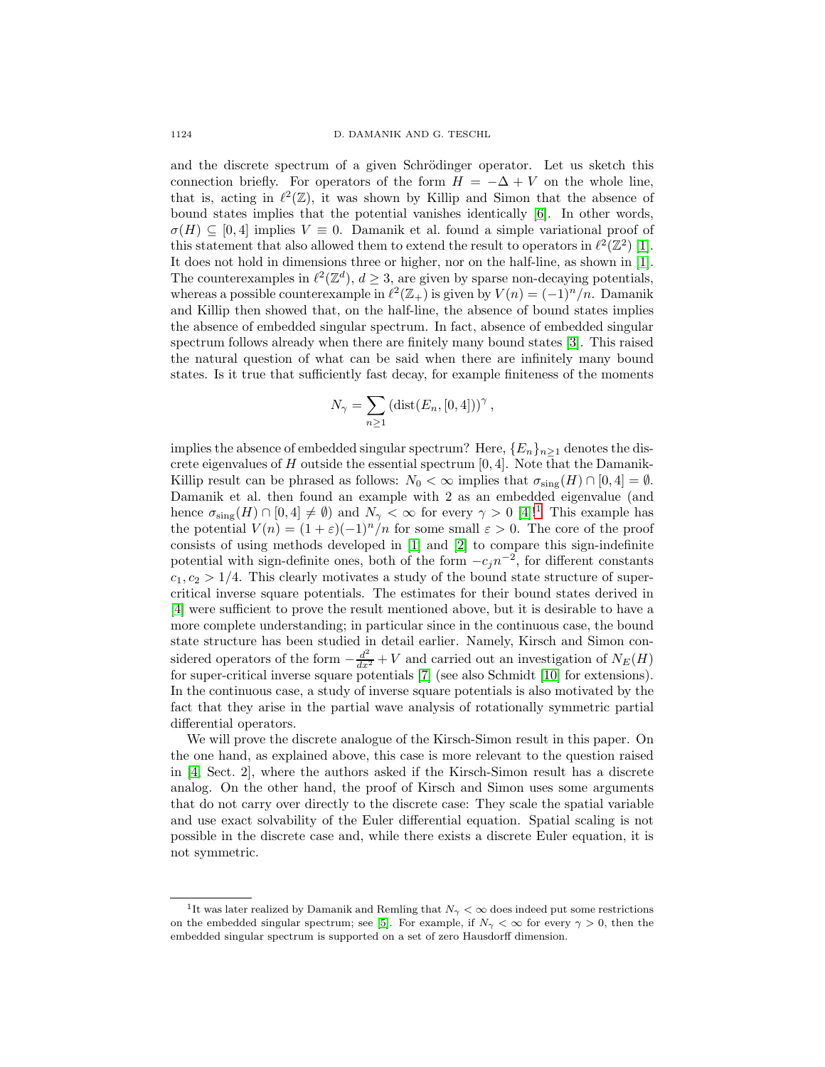and the discrete spectrum of a given Schrödinger operator. Let us sketch this connection briefly. For operators of the form $H = -\Delta + V$ on the whole line, that is, acting in $\ell^2(\mathbb{Z})$, it was shown by Killip and Simon that the absence of bound states implies that the potential vanishes identically [6]. In other words, $\sigma(H) \subseteq [0,4]$ implies $V \equiv 0$. Damanik et al. found a simple variational proof of this statement that also allowed them to extend the result to operators in $\ell^2(\mathbb{Z}^2)$ [1]. It does not hold in dimensions three or higher, nor on the half-line, as shown in [1]. The counterexamples in $\ell^2(\mathbb{Z}^d)$, $d \geq 3$, are given by sparse non-decaying potentials, whereas a possible counterexample in $\ell^2(\mathbb{Z}_+)$ is given by $V(n) = (-1)^n/n$. Damanik and Killip then showed that, on the half-line, the absence of bound states implies the absence of embedded singular spectrum. In fact, absence of embedded singular spectrum follows already when there are finitely many bound states [3]. This raised the natural question of what can be said when there are infinitely many bound states. Is it true that sufficiently fast decay, for example finiteness of the moments

$$N_\gamma = \sum_{n \geq 1} \left(\operatorname{dist}(E_n, [0,4])\right)^\gamma,$$

implies the absence of embedded singular spectrum? Here, $\{E_n\}_{n\geq 1}$ denotes the discrete eigenvalues of $H$ outside the essential spectrum $[0,4]$. Note that the Damanik-Killip result can be phrased as follows: $N_0 < \infty$ implies that $\sigma_{\mathrm{sing}}(H) \cap [0,4] = \emptyset$. Damanik et al. then found an example with 2 as an embedded eigenvalue (and hence $\sigma_{\mathrm{sing}}(H) \cap [0,4] \neq \emptyset$) and $N_\gamma < \infty$ for every $\gamma > 0$ [4].[1] This example has the potential $V(n) = (1+\varepsilon)(-1)^n/n$ for some small $\varepsilon > 0$. The core of the proof consists of using methods developed in [1] and [2] to compare this sign-indefinite potential with sign-definite ones, both of the form $-c_j n^{-2}$, for different constants $c_1, c_2 > 1/4$. This clearly motivates a study of the bound state structure of super-critical inverse square potentials. The estimates for their bound states derived in [4] were sufficient to prove the result mentioned above, but it is desirable to have a more complete understanding; in particular since in the continuous case, the bound state structure has been studied in detail earlier. Namely, Kirsch and Simon considered operators of the form $-\frac{d^2}{dx^2} + V$ and carried out an investigation of $N_E(H)$ for super-critical inverse square potentials [7] (see also Schmidt [10] for extensions). In the continuous case, a study of inverse square potentials is also motivated by the fact that they arise in the partial wave analysis of rotationally symmetric partial differential operators.

We will prove the discrete analogue of the Kirsch-Simon result in this paper. On the one hand, as explained above, this case is more relevant to the question raised in [4, Sect. 2], where the authors asked if the Kirsch-Simon result has a discrete analog. On the other hand, the proof of Kirsch and Simon uses some arguments that do not carry over directly to the discrete case: They scale the spatial variable and use exact solvability of the Euler differential equation. Spatial scaling is not possible in the discrete case and, while there exists a discrete Euler equation, it is not symmetric.

[1] It was later realized by Damanik and Remling that $N_\gamma < \infty$ does indeed put some restrictions on the embedded singular spectrum; see [5]. For example, if $N_\gamma < \infty$ for every $\gamma > 0$, then the embedded singular spectrum is supported on a set of zero Hausdorff dimension.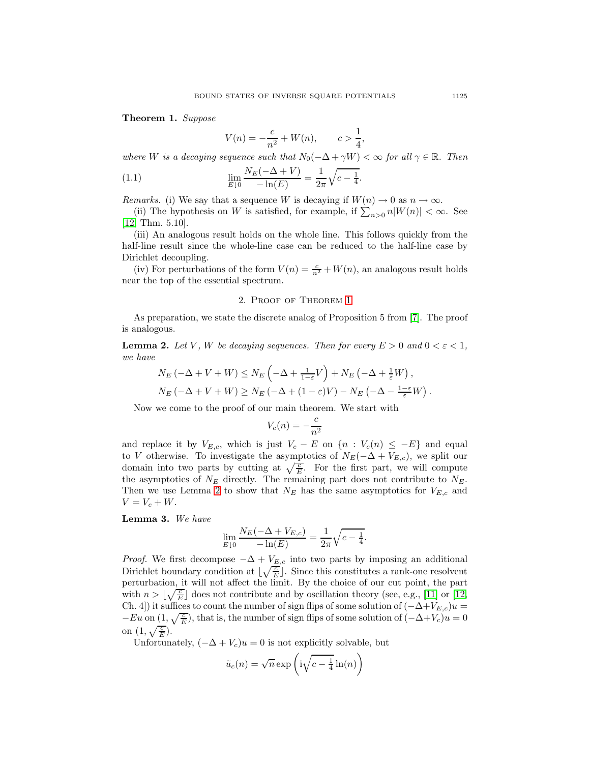**Theorem 1.** *Suppose*

$$V(n) = -\frac{c}{n^2} + W(n), \qquad c > \frac{1}{4},$$

*where $W$ is a decaying sequence such that $N_0(-\Delta + \gamma W) < \infty$ for all $\gamma \in \mathbb{R}$. Then*

$$\lim_{E \downarrow 0} \frac{N_E(-\Delta + V)}{-\ln(E)} = \frac{1}{2\pi}\sqrt{c - \tfrac{1}{4}}. \tag{1.1}$$

*Remarks.* (i) We say that a sequence $W$ is decaying if $W(n) \to 0$ as $n \to \infty$.

(ii) The hypothesis on $W$ is satisfied, for example, if $\sum_{n>0} n|W(n)| < \infty$. See [12, Thm. 5.10].

(iii) An analogous result holds on the whole line. This follows quickly from the half-line result since the whole-line case can be reduced to the half-line case by Dirichlet decoupling.

(iv) For perturbations of the form $V(n) = \frac{c}{n^2} + W(n)$, an analogous result holds near the top of the essential spectrum.

## 2. Proof of Theorem 1

As preparation, we state the discrete analog of Proposition 5 from [7]. The proof is analogous.

**Lemma 2.** *Let $V$, $W$ be decaying sequences. Then for every $E > 0$ and $0 < \varepsilon < 1$, we have*

$$N_E\left(-\Delta + V + W\right) \leq N_E\left(-\Delta + \tfrac{1}{1-\varepsilon}V\right) + N_E\left(-\Delta + \tfrac{1}{\varepsilon}W\right),$$

$$N_E\left(-\Delta + V + W\right) \geq N_E\left(-\Delta + (1-\varepsilon)V\right) - N_E\left(-\Delta - \tfrac{1-\varepsilon}{\varepsilon}W\right).$$

Now we come to the proof of our main theorem. We start with

$$V_c(n) = -\frac{c}{n^2}$$

and replace it by $V_{E,c}$, which is just $V_c - E$ on $\{n : V_c(n) \leq -E\}$ and equal to $V$ otherwise. To investigate the asymptotics of $N_E(-\Delta + V_{E,c})$, we split our domain into two parts by cutting at $\sqrt{\frac{c}{E}}$. For the first part, we will compute the asymptotics of $N_E$ directly. The remaining part does not contribute to $N_E$. Then we use Lemma 2 to show that $N_E$ has the same asymptotics for $V_{E,c}$ and $V = V_c + W$.

**Lemma 3.** *We have*

$$\lim_{E \downarrow 0} \frac{N_E(-\Delta + V_{E,c})}{-\ln(E)} = \frac{1}{2\pi}\sqrt{c - \tfrac{1}{4}}.$$

*Proof.* We first decompose $-\Delta + V_{E,c}$ into two parts by imposing an additional Dirichlet boundary condition at $\lfloor\sqrt{\frac{c}{E}}\rfloor$. Since this constitutes a rank-one resolvent perturbation, it will not affect the limit. By the choice of our cut point, the part with $n > \lfloor\sqrt{\frac{c}{E}}\rfloor$ does not contribute and by oscillation theory (see, e.g., [11] or [12, Ch. 4]) it suffices to count the number of sign flips of some solution of $(-\Delta + V_{E,c})u = -Eu$ on $(1, \sqrt{\frac{c}{E}})$, that is, the number of sign flips of some solution of $(-\Delta + V_c)u = 0$ on $(1, \sqrt{\frac{c}{E}})$.

Unfortunately, $(-\Delta + V_c)u = 0$ is not explicitly solvable, but

$$\tilde{u}_c(n) = \sqrt{n}\exp\left(\mathrm{i}\sqrt{c - \tfrac{1}{4}}\ln(n)\right)$$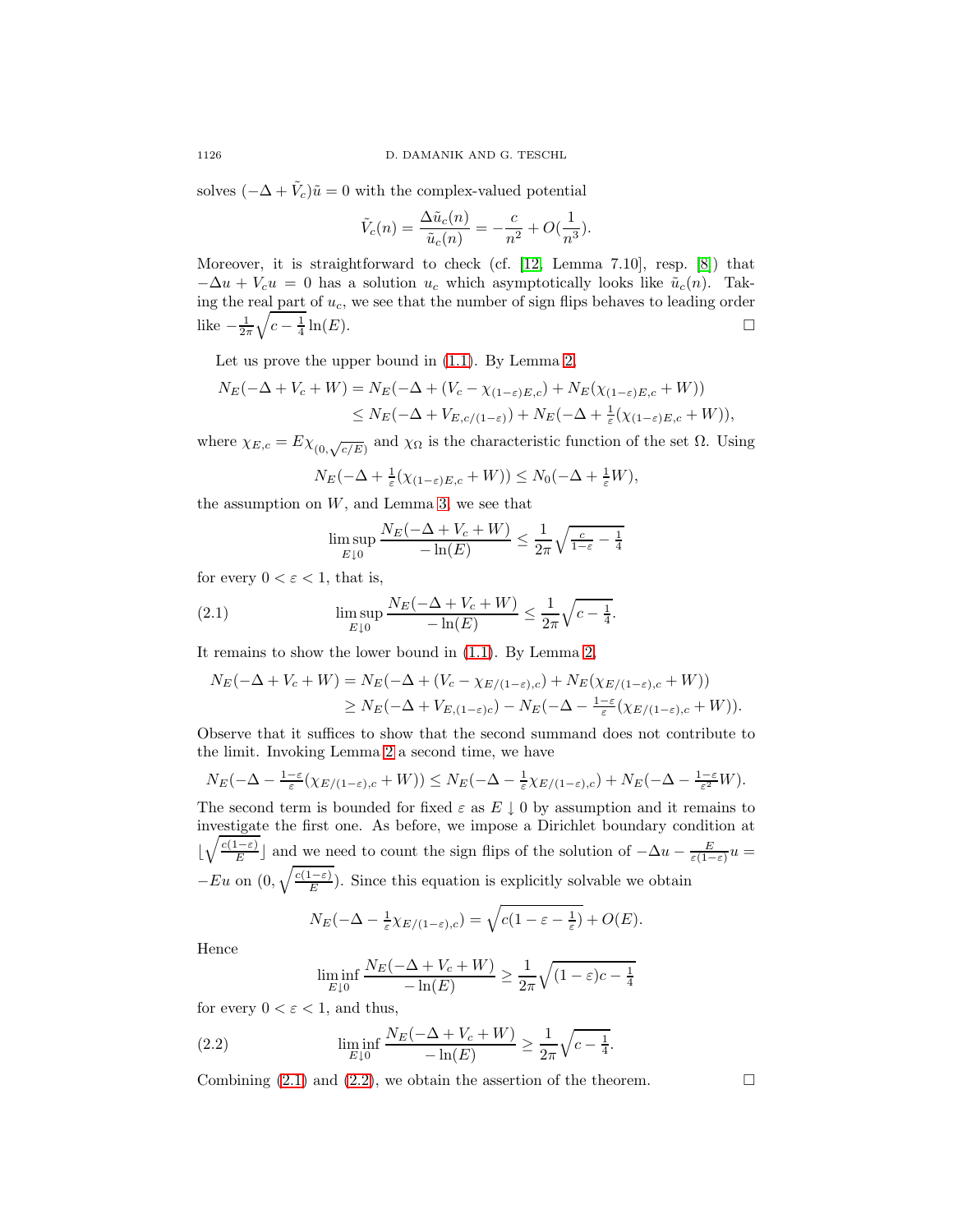solves $(-\Delta + \tilde{V}_c)\tilde{u} = 0$ with the complex-valued potential

$$\tilde{V}_c(n) = \frac{\Delta \tilde{u}_c(n)}{\tilde{u}_c(n)} = -\frac{c}{n^2} + O(\frac{1}{n^3}).$$

Moreover, it is straightforward to check (cf. [12, Lemma 7.10], resp. [8]) that $-\Delta u + V_c u = 0$ has a solution $u_c$ which asymptotically looks like $\tilde{u}_c(n)$. Taking the real part of $u_c$, we see that the number of sign flips behaves to leading order like $-\frac{1}{2\pi}\sqrt{c - \frac{1}{4}}\ln(E)$. □

Let us prove the upper bound in (1.1). By Lemma 2,

$$\begin{aligned} N_E(-\Delta + V_c + W) &= N_E(-\Delta + (V_c - \chi_{(1-\varepsilon)E,c}) + N_E(\chi_{(1-\varepsilon)E,c} + W)) \\ &\leq N_E(-\Delta + V_{E,c/(1-\varepsilon)}) + N_E(-\Delta + \tfrac{1}{\varepsilon}(\chi_{(1-\varepsilon)E,c} + W)), \end{aligned}$$

where $\chi_{E,c} = E\chi_{(0,\sqrt{c/E})}$ and $\chi_\Omega$ is the characteristic function of the set $\Omega$. Using

$$N_E(-\Delta + \tfrac{1}{\varepsilon}(\chi_{(1-\varepsilon)E,c} + W)) \leq N_0(-\Delta + \tfrac{1}{\varepsilon}W),$$

the assumption on $W$, and Lemma 3, we see that

$$\limsup_{E\downarrow 0} \frac{N_E(-\Delta + V_c + W)}{-\ln(E)} \leq \frac{1}{2\pi}\sqrt{\tfrac{c}{1-\varepsilon} - \tfrac{1}{4}}$$

for every $0 < \varepsilon < 1$, that is,

$$\limsup_{E\downarrow 0} \frac{N_E(-\Delta + V_c + W)}{-\ln(E)} \leq \frac{1}{2\pi}\sqrt{c - \tfrac{1}{4}}. \tag{2.1}$$

It remains to show the lower bound in (1.1). By Lemma 2,

$$\begin{aligned} N_E(-\Delta + V_c + W) &= N_E(-\Delta + (V_c - \chi_{E/(1-\varepsilon),c}) + N_E(\chi_{E/(1-\varepsilon),c} + W)) \\ &\geq N_E(-\Delta + V_{E,(1-\varepsilon)c}) - N_E(-\Delta - \tfrac{1-\varepsilon}{\varepsilon}(\chi_{E/(1-\varepsilon),c} + W)). \end{aligned}$$

Observe that it suffices to show that the second summand does not contribute to the limit. Invoking Lemma 2 a second time, we have

$$N_E(-\Delta - \tfrac{1-\varepsilon}{\varepsilon}(\chi_{E/(1-\varepsilon),c} + W)) \leq N_E(-\Delta - \tfrac{1}{\varepsilon}\chi_{E/(1-\varepsilon),c}) + N_E(-\Delta - \tfrac{1-\varepsilon}{\varepsilon^2}W).$$

The second term is bounded for fixed $\varepsilon$ as $E \downarrow 0$ by assumption and it remains to investigate the first one. As before, we impose a Dirichlet boundary condition at $\lfloor\sqrt{\frac{c(1-\varepsilon)}{E}}\rfloor$ and we need to count the sign flips of the solution of $-\Delta u - \frac{E}{\varepsilon(1-\varepsilon)}u = -Eu$ on $(0, \sqrt{\frac{c(1-\varepsilon)}{E}})$. Since this equation is explicitly solvable we obtain

$$N_E(-\Delta - \tfrac{1}{\varepsilon}\chi_{E/(1-\varepsilon),c}) = \sqrt{c(1 - \varepsilon - \tfrac{1}{\varepsilon})} + O(E).$$

Hence

$$\liminf_{E\downarrow 0} \frac{N_E(-\Delta + V_c + W)}{-\ln(E)} \geq \frac{1}{2\pi}\sqrt{(1-\varepsilon)c - \tfrac{1}{4}}$$

for every $0 < \varepsilon < 1$, and thus,

$$\liminf_{E\downarrow 0} \frac{N_E(-\Delta + V_c + W)}{-\ln(E)} \geq \frac{1}{2\pi}\sqrt{c - \tfrac{1}{4}}. \tag{2.2}$$

Combining (2.1) and (2.2), we obtain the assertion of the theorem. □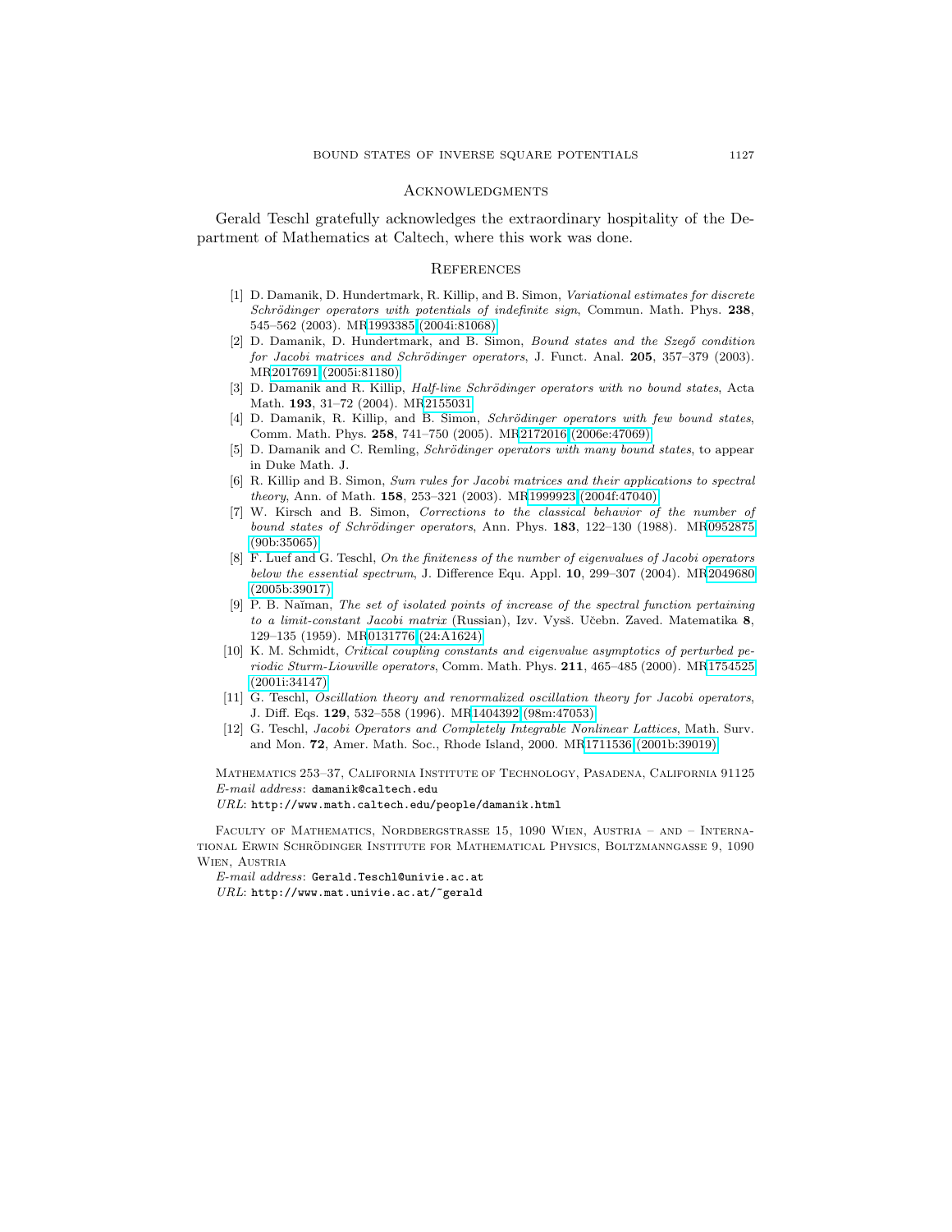## Acknowledgments

Gerald Teschl gratefully acknowledges the extraordinary hospitality of the Department of Mathematics at Caltech, where this work was done.

## References

[1] D. Damanik, D. Hundertmark, R. Killip, and B. Simon, *Variational estimates for discrete Schrödinger operators with potentials of indefinite sign*, Commun. Math. Phys. **238**, 545–562 (2003). MR1993385 (2004i:81068)

[2] D. Damanik, D. Hundertmark, and B. Simon, *Bound states and the Szegő condition for Jacobi matrices and Schrödinger operators*, J. Funct. Anal. **205**, 357–379 (2003). MR2017691 (2005i:81180)

[3] D. Damanik and R. Killip, *Half-line Schrödinger operators with no bound states*, Acta Math. **193**, 31–72 (2004). MR2155031

[4] D. Damanik, R. Killip, and B. Simon, *Schrödinger operators with few bound states*, Comm. Math. Phys. **258**, 741–750 (2005). MR2172016 (2006e:47069)

[5] D. Damanik and C. Remling, *Schrödinger operators with many bound states*, to appear in Duke Math. J.

[6] R. Killip and B. Simon, *Sum rules for Jacobi matrices and their applications to spectral theory*, Ann. of Math. **158**, 253–321 (2003). MR1999923 (2004f:47040)

[7] W. Kirsch and B. Simon, *Corrections to the classical behavior of the number of bound states of Schrödinger operators*, Ann. Phys. **183**, 122–130 (1988). MR0952875 (90b:35065)

[8] F. Luef and G. Teschl, *On the finiteness of the number of eigenvalues of Jacobi operators below the essential spectrum*, J. Difference Equ. Appl. **10**, 299–307 (2004). MR2049680 (2005b:39017)

[9] P. B. Naĭman, *The set of isolated points of increase of the spectral function pertaining to a limit-constant Jacobi matrix* (Russian), Izv. Vysš. Učebn. Zaved. Matematika **8**, 129–135 (1959). MR0131776 (24:A1624)

[10] K. M. Schmidt, *Critical coupling constants and eigenvalue asymptotics of perturbed periodic Sturm-Liouville operators*, Comm. Math. Phys. **211**, 465–485 (2000). MR1754525 (2001i:34147)

[11] G. Teschl, *Oscillation theory and renormalized oscillation theory for Jacobi operators*, J. Diff. Eqs. **129**, 532–558 (1996). MR1404392 (98m:47053)

[12] G. Teschl, *Jacobi Operators and Completely Integrable Nonlinear Lattices*, Math. Surv. and Mon. **72**, Amer. Math. Soc., Rhode Island, 2000. MR1711536 (2001b:39019)

Mathematics 253–37, California Institute of Technology, Pasadena, California 91125
*E-mail address*: damanik@caltech.edu
*URL*: http://www.math.caltech.edu/people/damanik.html

Faculty of Mathematics, Nordbergstrasse 15, 1090 Wien, Austria – and – International Erwin Schrödinger Institute for Mathematical Physics, Boltzmanngasse 9, 1090 Wien, Austria
*E-mail address*: Gerald.Teschl@univie.ac.at
*URL*: http://www.mat.univie.ac.at/~gerald